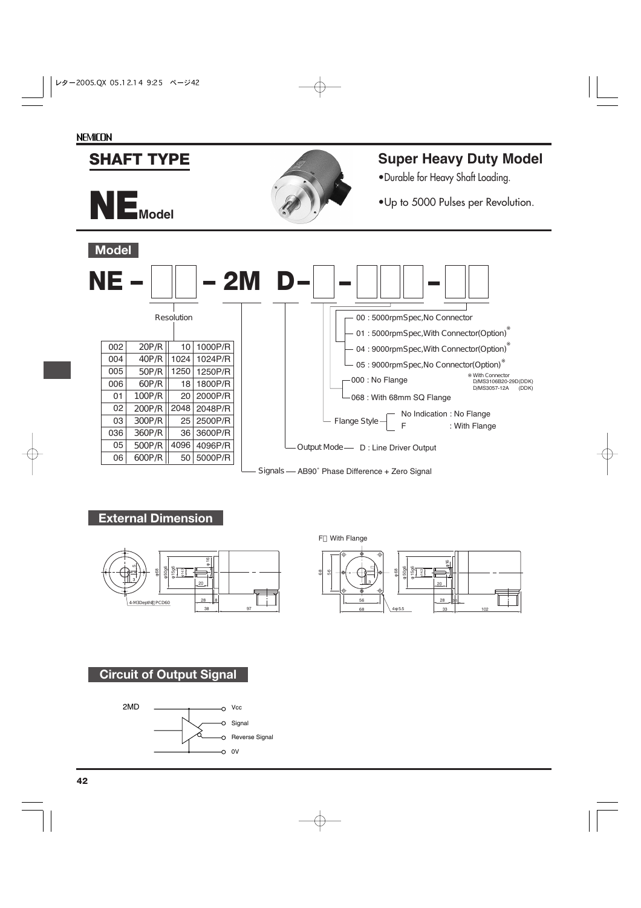NEMICON

# SHAFT TYPE

# NE Model

## Super Heavy Duty Model

- Durable for Heavy Shaft Loading.
- Up to 5000 Pulses per Revolution.

## Model

**NE – □□ – 2M D– □ – □□□ – □□**

Resolution

| | | | |
|---|---|---|---|
| 002 | 20P/R | 10 | 1000P/R |
| 004 | 40P/R | 1024 | 1024P/R |
| 005 | 50P/R | 1250 | 1250P/R |
| 006 | 60P/R | 18 | 1800P/R |
| 01 | 100P/R | 20 | 2000P/R |
| 02 | 200P/R | 2048 | 2048P/R |
| 03 | 300P/R | 25 | 2500P/R |
| 036 | 360P/R | 36 | 3600P/R |
| 05 | 500P/R | 4096 | 4096P/R |
| 06 | 600P/R | 50 | 5000P/R |

- 00 : 5000rpmSpec,No Connector
- 01 : 5000rpmSpec,With Connector(Option)※
- 04 : 9000rpmSpec,With Connector(Option)※
- 05 : 9000rpmSpec,No Connector(Option)※

※ With Connector D/MS3106B20-29D(DDK) D/MS3057-12A (DDK)

- 000 : No Flange
- 068 : With 68mm SQ Flange

Flange Style — No Indication : No Flange; F : With Flange

Output Mode — D : Line Driver Output

Signals — AB90° Phase Difference + Zero Signal

## External Dimension

4-M3Depth8 PCD60

F With Flange

4-φ5.5

## Circuit of Output Signal

2MD

- Vcc
- Signal
- Reverse Signal
- 0V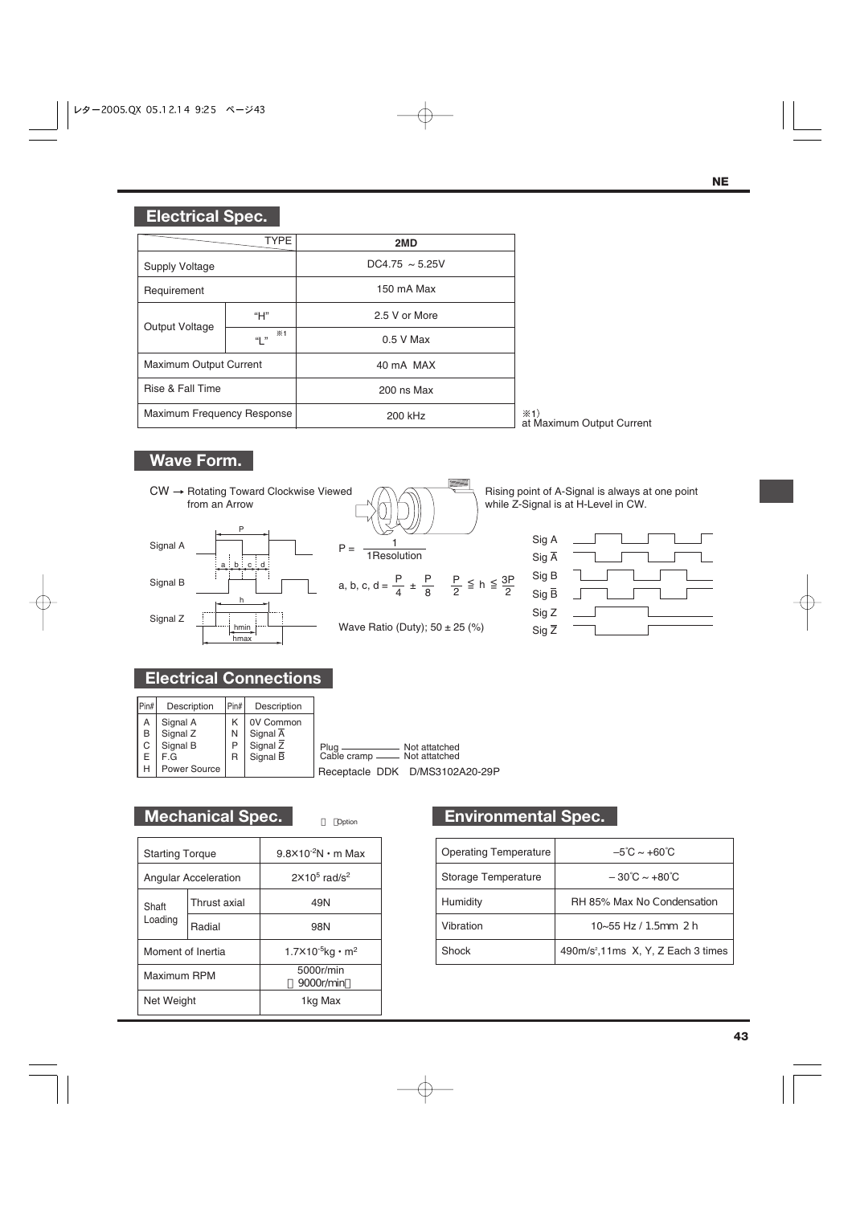## Electrical Spec.

| TYPE | | 2MD |
|---|---|---|
| Supply Voltage | | DC4.75 ~ 5.25V |
| Requirement | | 150 mA Max |
| Output Voltage | "H" | 2.5 V or More |
| | "L" ※1 | 0.5 V Max |
| Maximum Output Current | | 40 mA MAX |
| Rise & Fall Time | | 200 ns Max |
| Maximum Frequency Response | | 200 kHz |

※1) at Maximum Output Current

## Wave Form.

CW → Rotating Toward Clockwise Viewed from an Arrow

Rising point of A-Signal is always at one point while Z-Signal is at H-Level in CW.

Signal A

Signal B

Signal Z

P

a b c d

h

hmin

hmax

$$P = \frac{1}{1\text{Resolution}}$$

$$a, b, c, d = \frac{P}{4} \pm \frac{P}{8} \qquad \frac{P}{2} \leqq h \leqq \frac{3P}{2}$$

Wave Ratio (Duty); 50 ± 25 (%)

Sig A

Sig $\overline{A}$

Sig B

Sig $\overline{B}$

Sig Z

Sig $\overline{Z}$

## Electrical Connections

| Pin# | Description | Pin# | Description |
|---|---|---|---|
| A | Signal A | K | 0V Common |
| B | Signal Z | N | Signal $\overline{A}$ |
| C | Signal B | P | Signal $\overline{Z}$ |
| E | F.G | R | Signal $\overline{B}$ |
| H | Power Source | | |

Plug ——— Not attatched
Cable cramp ——— Not attatched

Receptacle DDK D/MS3102A20-29P

## Mechanical Spec.

（ ）Option

| Starting Torque | | $9.8 \times 10^{-2}$N・m Max |
|---|---|---|
| Angular Acceleration | | $2 \times 10^{5}$ rad/s$^{2}$ |
| Shaft Loading | Thrust axial | 49N |
| | Radial | 98N |
| Moment of Inertia | | $1.7 \times 10^{-5}$kg・m$^{2}$ |
| Maximum RPM | | 5000r/min （9000r/min） |
| Net Weight | | 1kg Max |

## Environmental Spec.

| Operating Temperature | −5˚C ~ +60˚C |
|---|---|
| Storage Temperature | − 30˚C ~ +80˚C |
| Humidity | RH 85% Max No Condensation |
| Vibration | 10~55 Hz / 1.5mm 2 h |
| Shock | 490m/s$^{2}$,11ms X, Y, Z Each 3 times |